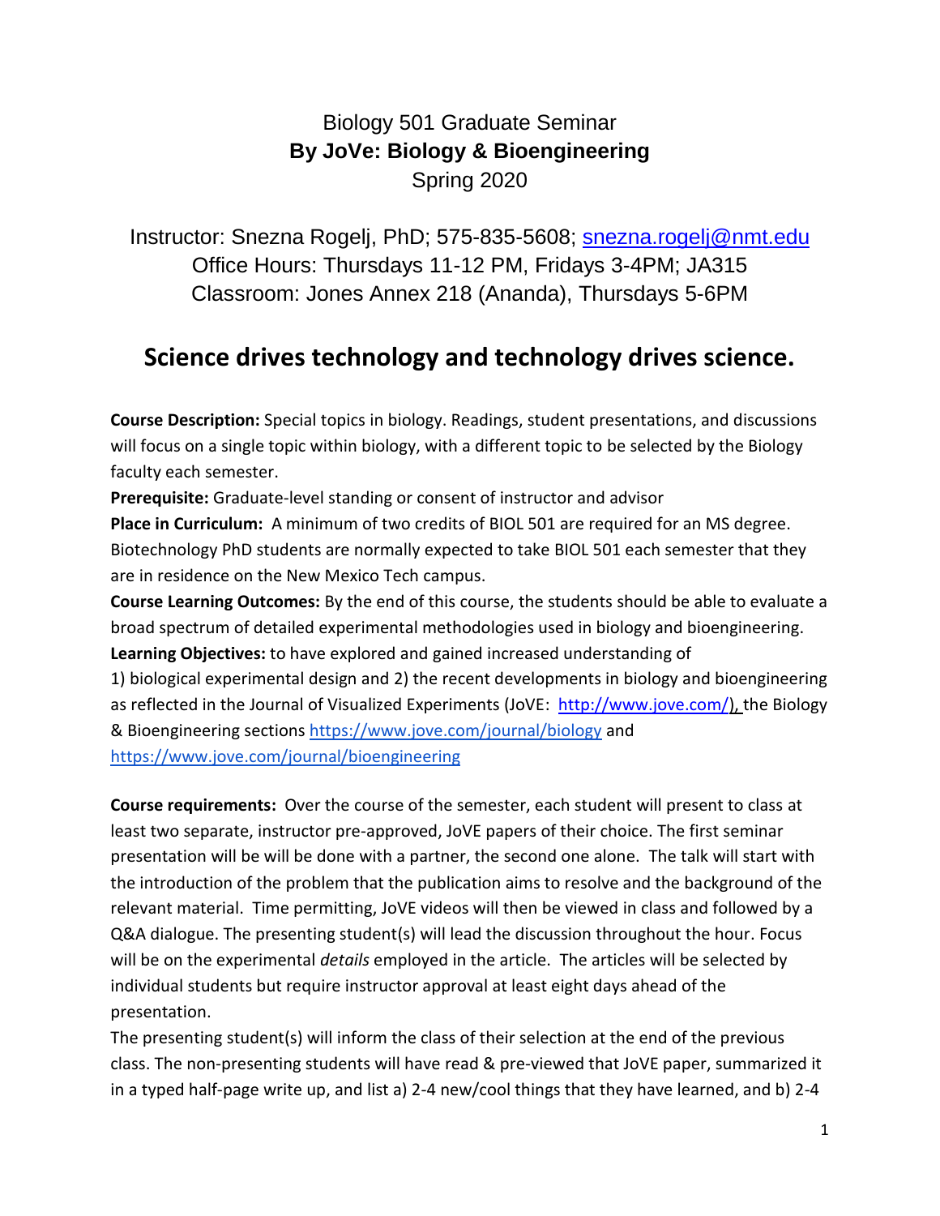# Biology 501 Graduate Seminar
## By JoVe: Biology & Bioengineering
Spring 2020

Instructor: Snezna Rogelj, PhD; 575-835-5608; snezna.rogelj@nmt.edu
Office Hours: Thursdays 11-12 PM, Fridays 3-4PM; JA315
Classroom: Jones Annex 218 (Ananda), Thursdays 5-6PM

## Science drives technology and technology drives science.

**Course Description:** Special topics in biology. Readings, student presentations, and discussions will focus on a single topic within biology, with a different topic to be selected by the Biology faculty each semester.

**Prerequisite:** Graduate-level standing or consent of instructor and advisor

**Place in Curriculum:** A minimum of two credits of BIOL 501 are required for an MS degree. Biotechnology PhD students are normally expected to take BIOL 501 each semester that they are in residence on the New Mexico Tech campus.

**Course Learning Outcomes:** By the end of this course, the students should be able to evaluate a broad spectrum of detailed experimental methodologies used in biology and bioengineering.

**Learning Objectives:** to have explored and gained increased understanding of
1) biological experimental design and 2) the recent developments in biology and bioengineering as reflected in the Journal of Visualized Experiments (JoVE: http://www.jove.com/), the Biology & Bioengineering sections https://www.jove.com/journal/biology and https://www.jove.com/journal/bioengineering

**Course requirements:** Over the course of the semester, each student will present to class at least two separate, instructor pre-approved, JoVE papers of their choice. The first seminar presentation will be will be done with a partner, the second one alone. The talk will start with the introduction of the problem that the publication aims to resolve and the background of the relevant material. Time permitting, JoVE videos will then be viewed in class and followed by a Q&A dialogue. The presenting student(s) will lead the discussion throughout the hour. Focus will be on the experimental *details* employed in the article. The articles will be selected by individual students but require instructor approval at least eight days ahead of the presentation.

The presenting student(s) will inform the class of their selection at the end of the previous class. The non-presenting students will have read & pre-viewed that JoVE paper, summarized it in a typed half-page write up, and list a) 2-4 new/cool things that they have learned, and b) 2-4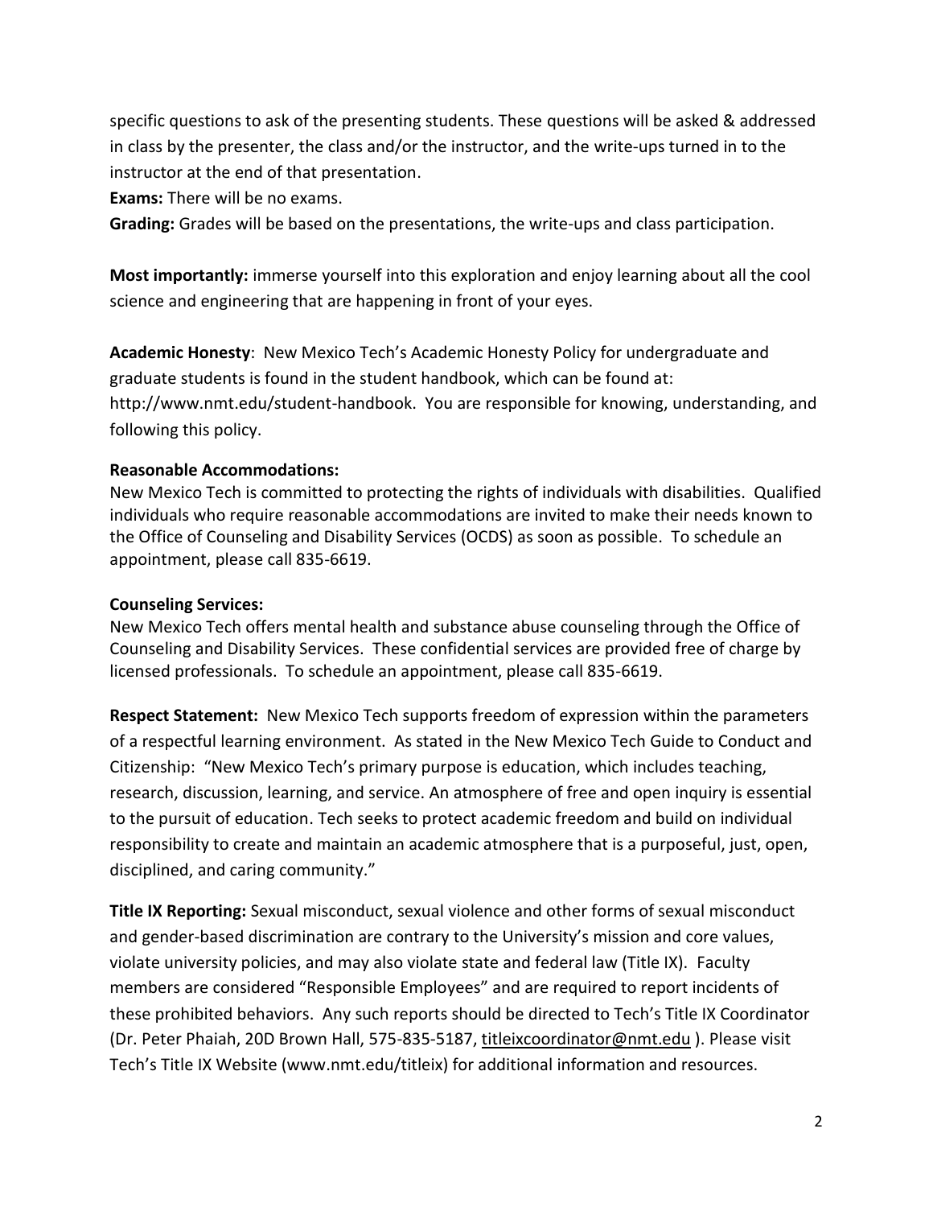specific questions to ask of the presenting students. These questions will be asked & addressed in class by the presenter, the class and/or the instructor, and the write-ups turned in to the instructor at the end of that presentation.

**Exams:** There will be no exams.

**Grading:** Grades will be based on the presentations, the write-ups and class participation.

**Most importantly:** immerse yourself into this exploration and enjoy learning about all the cool science and engineering that are happening in front of your eyes.

**Academic Honesty**: New Mexico Tech's Academic Honesty Policy for undergraduate and graduate students is found in the student handbook, which can be found at: http://www.nmt.edu/student-handbook. You are responsible for knowing, understanding, and following this policy.

**Reasonable Accommodations:**

New Mexico Tech is committed to protecting the rights of individuals with disabilities. Qualified individuals who require reasonable accommodations are invited to make their needs known to the Office of Counseling and Disability Services (OCDS) as soon as possible. To schedule an appointment, please call 835-6619.

**Counseling Services:**

New Mexico Tech offers mental health and substance abuse counseling through the Office of Counseling and Disability Services. These confidential services are provided free of charge by licensed professionals. To schedule an appointment, please call 835-6619.

**Respect Statement:** New Mexico Tech supports freedom of expression within the parameters of a respectful learning environment. As stated in the New Mexico Tech Guide to Conduct and Citizenship: "New Mexico Tech's primary purpose is education, which includes teaching, research, discussion, learning, and service. An atmosphere of free and open inquiry is essential to the pursuit of education. Tech seeks to protect academic freedom and build on individual responsibility to create and maintain an academic atmosphere that is a purposeful, just, open, disciplined, and caring community."

**Title IX Reporting:** Sexual misconduct, sexual violence and other forms of sexual misconduct and gender-based discrimination are contrary to the University's mission and core values, violate university policies, and may also violate state and federal law (Title IX). Faculty members are considered "Responsible Employees" and are required to report incidents of these prohibited behaviors. Any such reports should be directed to Tech's Title IX Coordinator (Dr. Peter Phaiah, 20D Brown Hall, 575-835-5187, titleixcoordinator@nmt.edu ). Please visit Tech's Title IX Website (www.nmt.edu/titleix) for additional information and resources.